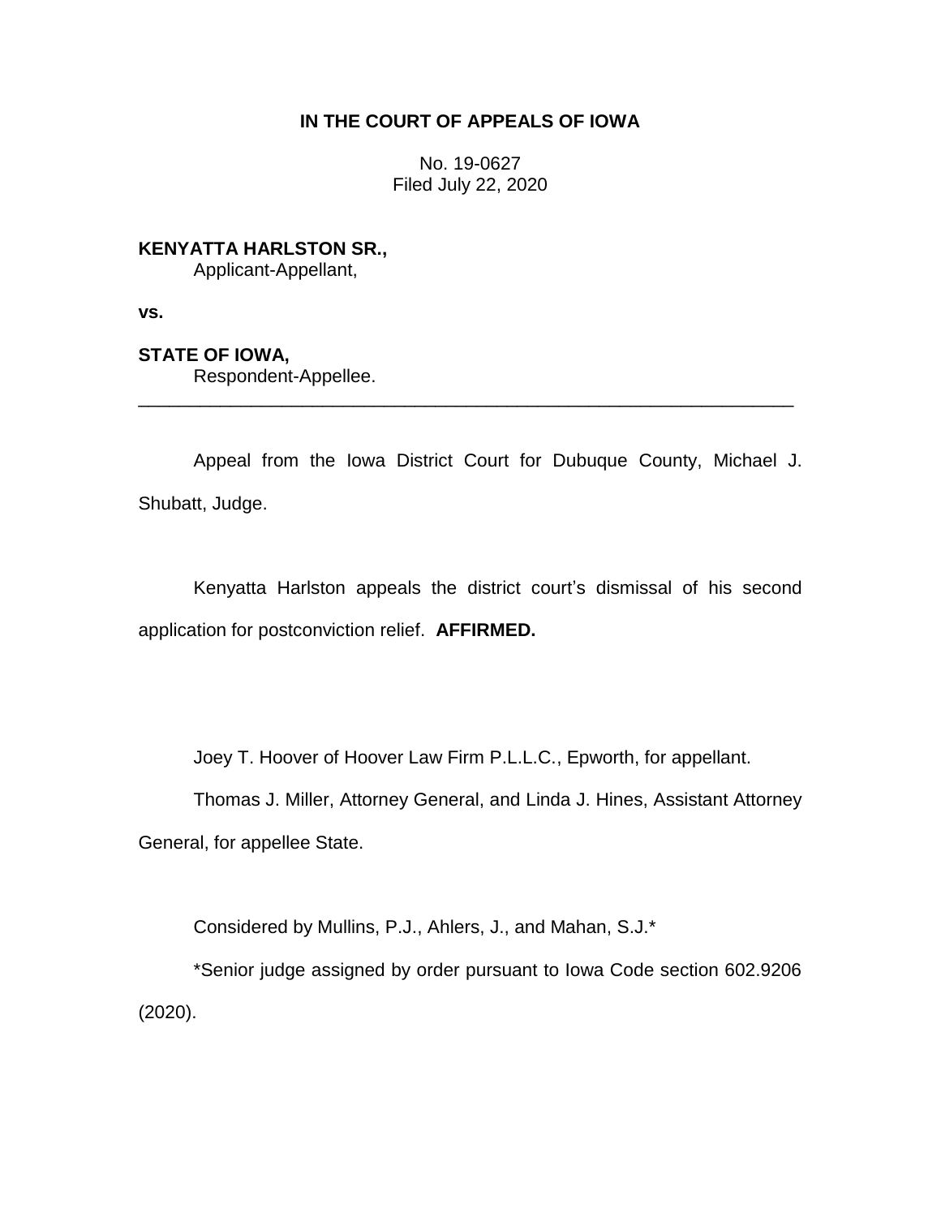# IN THE COURT OF APPEALS OF IOWA

No. 19-0627
Filed July 22, 2020

**KENYATTA HARLSTON SR.,**
Applicant-Appellant,

**vs.**

**STATE OF IOWA,**
Respondent-Appellee.

---

Appeal from the Iowa District Court for Dubuque County, Michael J. Shubatt, Judge.

Kenyatta Harlston appeals the district court's dismissal of his second application for postconviction relief. **AFFIRMED.**

Joey T. Hoover of Hoover Law Firm P.L.L.C., Epworth, for appellant.

Thomas J. Miller, Attorney General, and Linda J. Hines, Assistant Attorney General, for appellee State.

Considered by Mullins, P.J., Ahlers, J., and Mahan, S.J.*

*Senior judge assigned by order pursuant to Iowa Code section 602.9206 (2020).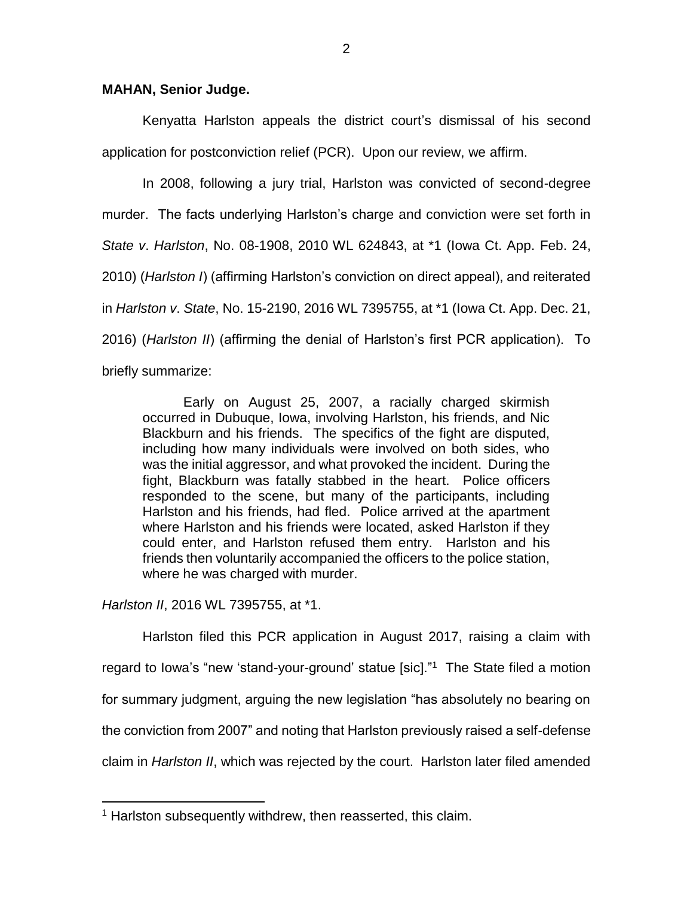**MAHAN, Senior Judge.**

Kenyatta Harlston appeals the district court's dismissal of his second application for postconviction relief (PCR). Upon our review, we affirm.

In 2008, following a jury trial, Harlston was convicted of second-degree murder. The facts underlying Harlston's charge and conviction were set forth in *State v. Harlston*, No. 08-1908, 2010 WL 624843, at *1 (Iowa Ct. App. Feb. 24, 2010) (*Harlston I*) (affirming Harlston's conviction on direct appeal), and reiterated in *Harlston v. State*, No. 15-2190, 2016 WL 7395755, at *1 (Iowa Ct. App. Dec. 21, 2016) (*Harlston II*) (affirming the denial of Harlston's first PCR application). To briefly summarize:

> Early on August 25, 2007, a racially charged skirmish occurred in Dubuque, Iowa, involving Harlston, his friends, and Nic Blackburn and his friends. The specifics of the fight are disputed, including how many individuals were involved on both sides, who was the initial aggressor, and what provoked the incident. During the fight, Blackburn was fatally stabbed in the heart. Police officers responded to the scene, but many of the participants, including Harlston and his friends, had fled. Police arrived at the apartment where Harlston and his friends were located, asked Harlston if they could enter, and Harlston refused them entry. Harlston and his friends then voluntarily accompanied the officers to the police station, where he was charged with murder.

*Harlston II*, 2016 WL 7395755, at *1.

Harlston filed this PCR application in August 2017, raising a claim with regard to Iowa's "new 'stand-your-ground' statue [sic]."[1] The State filed a motion for summary judgment, arguing the new legislation "has absolutely no bearing on the conviction from 2007" and noting that Harlston previously raised a self-defense claim in *Harlston II*, which was rejected by the court. Harlston later filed amended

[1] Harlston subsequently withdrew, then reasserted, this claim.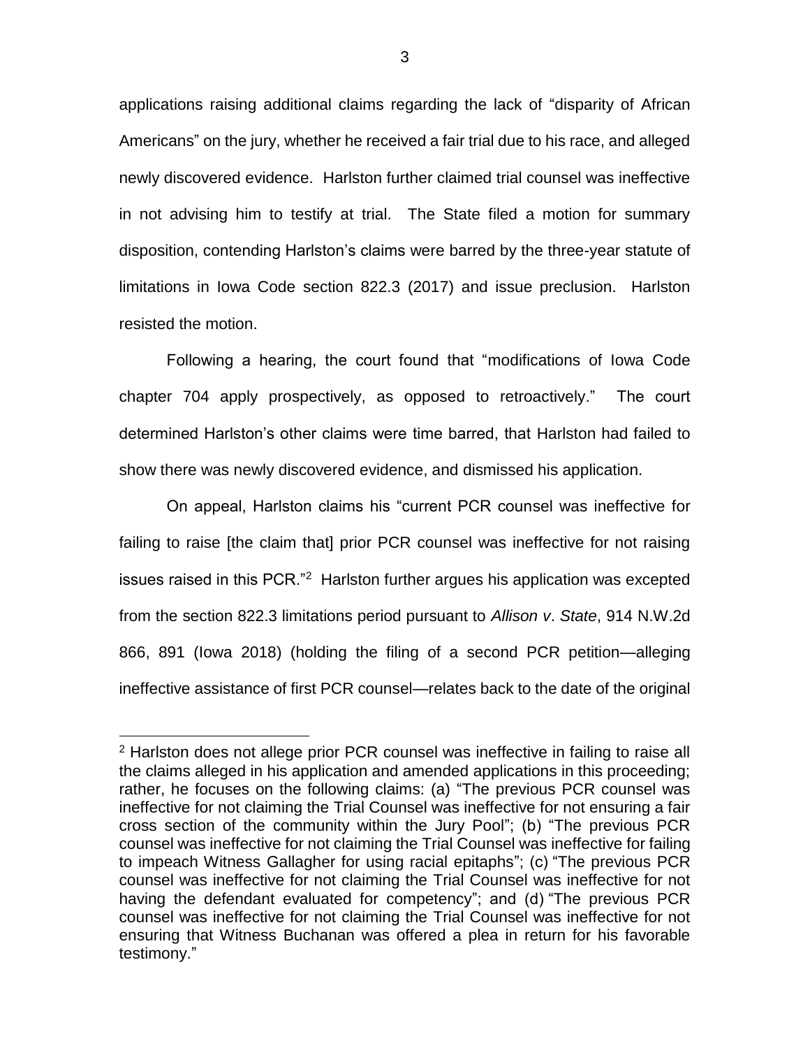applications raising additional claims regarding the lack of "disparity of African Americans" on the jury, whether he received a fair trial due to his race, and alleged newly discovered evidence. Harlston further claimed trial counsel was ineffective in not advising him to testify at trial. The State filed a motion for summary disposition, contending Harlston's claims were barred by the three-year statute of limitations in Iowa Code section 822.3 (2017) and issue preclusion. Harlston resisted the motion.

Following a hearing, the court found that "modifications of Iowa Code chapter 704 apply prospectively, as opposed to retroactively." The court determined Harlston's other claims were time barred, that Harlston had failed to show there was newly discovered evidence, and dismissed his application.

On appeal, Harlston claims his "current PCR counsel was ineffective for failing to raise [the claim that] prior PCR counsel was ineffective for not raising issues raised in this PCR."[2] Harlston further argues his application was excepted from the section 822.3 limitations period pursuant to *Allison v. State*, 914 N.W.2d 866, 891 (Iowa 2018) (holding the filing of a second PCR petition—alleging ineffective assistance of first PCR counsel—relates back to the date of the original

---

[2] Harlston does not allege prior PCR counsel was ineffective in failing to raise all the claims alleged in his application and amended applications in this proceeding; rather, he focuses on the following claims: (a) "The previous PCR counsel was ineffective for not claiming the Trial Counsel was ineffective for not ensuring a fair cross section of the community within the Jury Pool"; (b) "The previous PCR counsel was ineffective for not claiming the Trial Counsel was ineffective for failing to impeach Witness Gallagher for using racial epitaphs"; (c) "The previous PCR counsel was ineffective for not claiming the Trial Counsel was ineffective for not having the defendant evaluated for competency"; and (d) "The previous PCR counsel was ineffective for not claiming the Trial Counsel was ineffective for not ensuring that Witness Buchanan was offered a plea in return for his favorable testimony."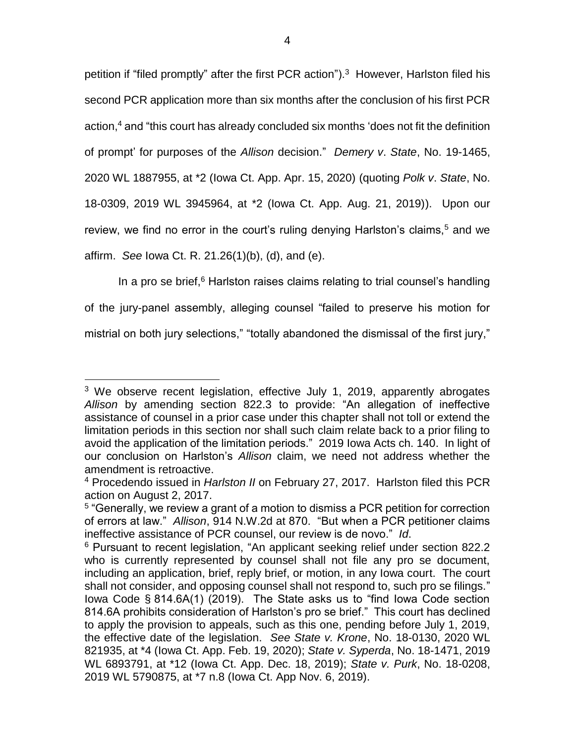petition if "filed promptly" after the first PCR action").[3] However, Harlston filed his second PCR application more than six months after the conclusion of his first PCR action,[4] and "this court has already concluded six months 'does not fit the definition of prompt' for purposes of the *Allison* decision." *Demery v. State*, No. 19-1465, 2020 WL 1887955, at *2 (Iowa Ct. App. Apr. 15, 2020) (quoting *Polk v. State*, No. 18-0309, 2019 WL 3945964, at *2 (Iowa Ct. App. Aug. 21, 2019)). Upon our review, we find no error in the court's ruling denying Harlston's claims,[5] and we affirm. *See* Iowa Ct. R. 21.26(1)(b), (d), and (e).

In a pro se brief,[6] Harlston raises claims relating to trial counsel's handling of the jury-panel assembly, alleging counsel "failed to preserve his motion for mistrial on both jury selections," "totally abandoned the dismissal of the first jury,"

---

[3] We observe recent legislation, effective July 1, 2019, apparently abrogates *Allison* by amending section 822.3 to provide: "An allegation of ineffective assistance of counsel in a prior case under this chapter shall not toll or extend the limitation periods in this section nor shall such claim relate back to a prior filing to avoid the application of the limitation periods." 2019 Iowa Acts ch. 140. In light of our conclusion on Harlston's *Allison* claim, we need not address whether the amendment is retroactive.

[4] Procedendo issued in *Harlston II* on February 27, 2017. Harlston filed this PCR action on August 2, 2017.

[5] "Generally, we review a grant of a motion to dismiss a PCR petition for correction of errors at law." *Allison*, 914 N.W.2d at 870. "But when a PCR petitioner claims ineffective assistance of PCR counsel, our review is de novo." *Id*.

[6] Pursuant to recent legislation, "An applicant seeking relief under section 822.2 who is currently represented by counsel shall not file any pro se document, including an application, brief, reply brief, or motion, in any Iowa court. The court shall not consider, and opposing counsel shall not respond to, such pro se filings." Iowa Code § 814.6A(1) (2019). The State asks us to "find Iowa Code section 814.6A prohibits consideration of Harlston's pro se brief." This court has declined to apply the provision to appeals, such as this one, pending before July 1, 2019, the effective date of the legislation. *See State v. Krone*, No. 18-0130, 2020 WL 821935, at *4 (Iowa Ct. App. Feb. 19, 2020); *State v. Syperda*, No. 18-1471, 2019 WL 6893791, at *12 (Iowa Ct. App. Dec. 18, 2019); *State v. Purk*, No. 18-0208, 2019 WL 5790875, at *7 n.8 (Iowa Ct. App Nov. 6, 2019).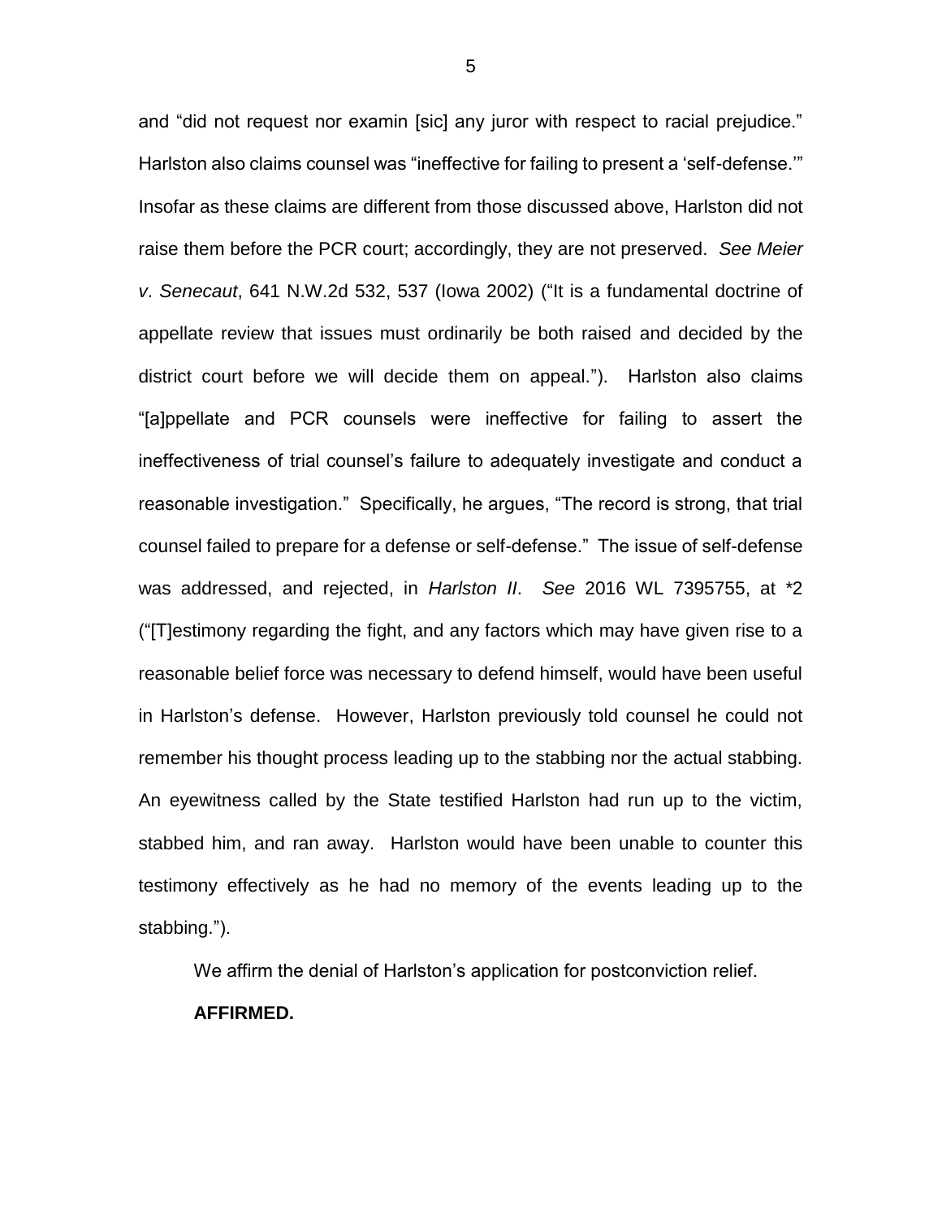and "did not request nor examin [sic] any juror with respect to racial prejudice." Harlston also claims counsel was "ineffective for failing to present a 'self-defense.'" Insofar as these claims are different from those discussed above, Harlston did not raise them before the PCR court; accordingly, they are not preserved. *See Meier v. Senecaut*, 641 N.W.2d 532, 537 (Iowa 2002) ("It is a fundamental doctrine of appellate review that issues must ordinarily be both raised and decided by the district court before we will decide them on appeal."). Harlston also claims "[a]ppellate and PCR counsels were ineffective for failing to assert the ineffectiveness of trial counsel's failure to adequately investigate and conduct a reasonable investigation." Specifically, he argues, "The record is strong, that trial counsel failed to prepare for a defense or self-defense." The issue of self-defense was addressed, and rejected, in *Harlston II*. *See* 2016 WL 7395755, at *2 ("[T]estimony regarding the fight, and any factors which may have given rise to a reasonable belief force was necessary to defend himself, would have been useful in Harlston's defense. However, Harlston previously told counsel he could not remember his thought process leading up to the stabbing nor the actual stabbing. An eyewitness called by the State testified Harlston had run up to the victim, stabbed him, and ran away. Harlston would have been unable to counter this testimony effectively as he had no memory of the events leading up to the stabbing.").

We affirm the denial of Harlston's application for postconviction relief.

**AFFIRMED.**